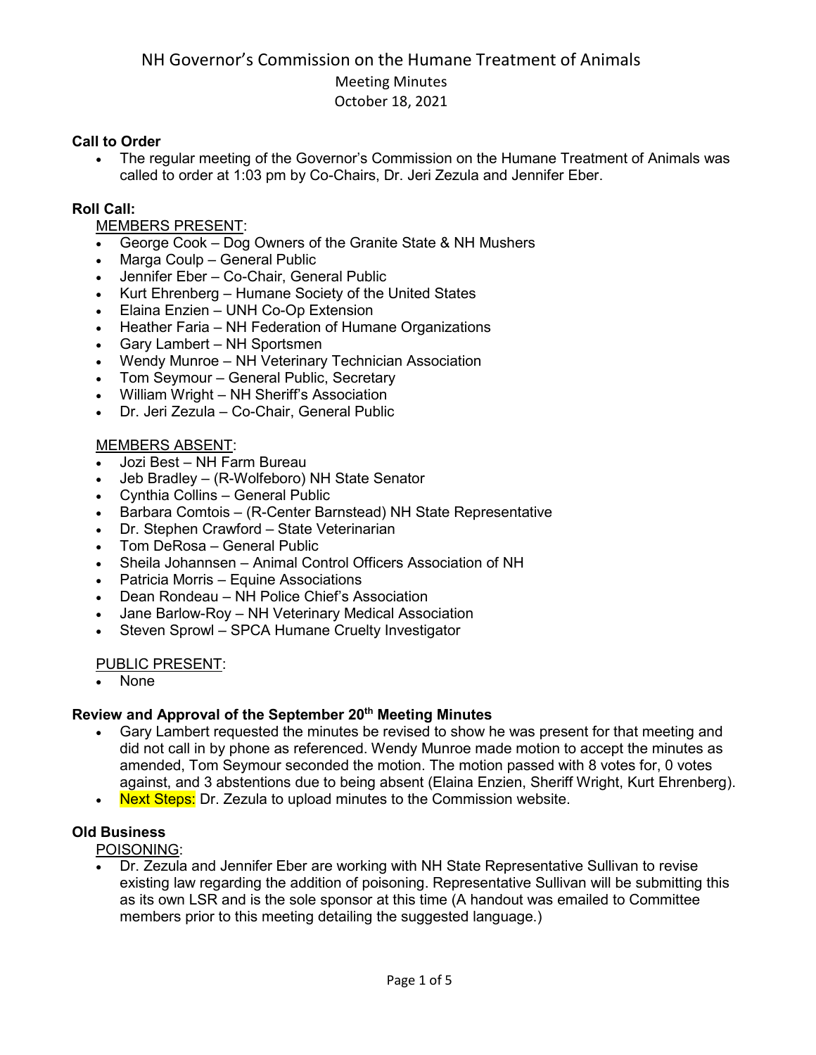# NH Governor's Commission on the Humane Treatment of Animals

Meeting Minutes

October 18, 2021

**Call to Order**

- The regular meeting of the Governor's Commission on the Humane Treatment of Animals was called to order at 1:03 pm by Co-Chairs, Dr. Jeri Zezula and Jennifer Eber.

**Roll Call:**

MEMBERS PRESENT:

- George Cook – Dog Owners of the Granite State & NH Mushers
- Marga Coulp – General Public
- Jennifer Eber – Co-Chair, General Public
- Kurt Ehrenberg – Humane Society of the United States
- Elaina Enzien – UNH Co-Op Extension
- Heather Faria – NH Federation of Humane Organizations
- Gary Lambert – NH Sportsmen
- Wendy Munroe – NH Veterinary Technician Association
- Tom Seymour – General Public, Secretary
- William Wright – NH Sheriff's Association
- Dr. Jeri Zezula – Co-Chair, General Public

MEMBERS ABSENT:

- Jozi Best – NH Farm Bureau
- Jeb Bradley – (R-Wolfeboro) NH State Senator
- Cynthia Collins – General Public
- Barbara Comtois – (R-Center Barnstead) NH State Representative
- Dr. Stephen Crawford – State Veterinarian
- Tom DeRosa – General Public
- Sheila Johannsen – Animal Control Officers Association of NH
- Patricia Morris – Equine Associations
- Dean Rondeau – NH Police Chief's Association
- Jane Barlow-Roy – NH Veterinary Medical Association
- Steven Sprowl – SPCA Humane Cruelty Investigator

PUBLIC PRESENT:

- None

**Review and Approval of the September 20th Meeting Minutes**

- Gary Lambert requested the minutes be revised to show he was present for that meeting and did not call in by phone as referenced. Wendy Munroe made motion to accept the minutes as amended, Tom Seymour seconded the motion. The motion passed with 8 votes for, 0 votes against, and 3 abstentions due to being absent (Elaina Enzien, Sheriff Wright, Kurt Ehrenberg).
- Next Steps: Dr. Zezula to upload minutes to the Commission website.

**Old Business**

POISONING:

- Dr. Zezula and Jennifer Eber are working with NH State Representative Sullivan to revise existing law regarding the addition of poisoning. Representative Sullivan will be submitting this as its own LSR and is the sole sponsor at this time (A handout was emailed to Committee members prior to this meeting detailing the suggested language.)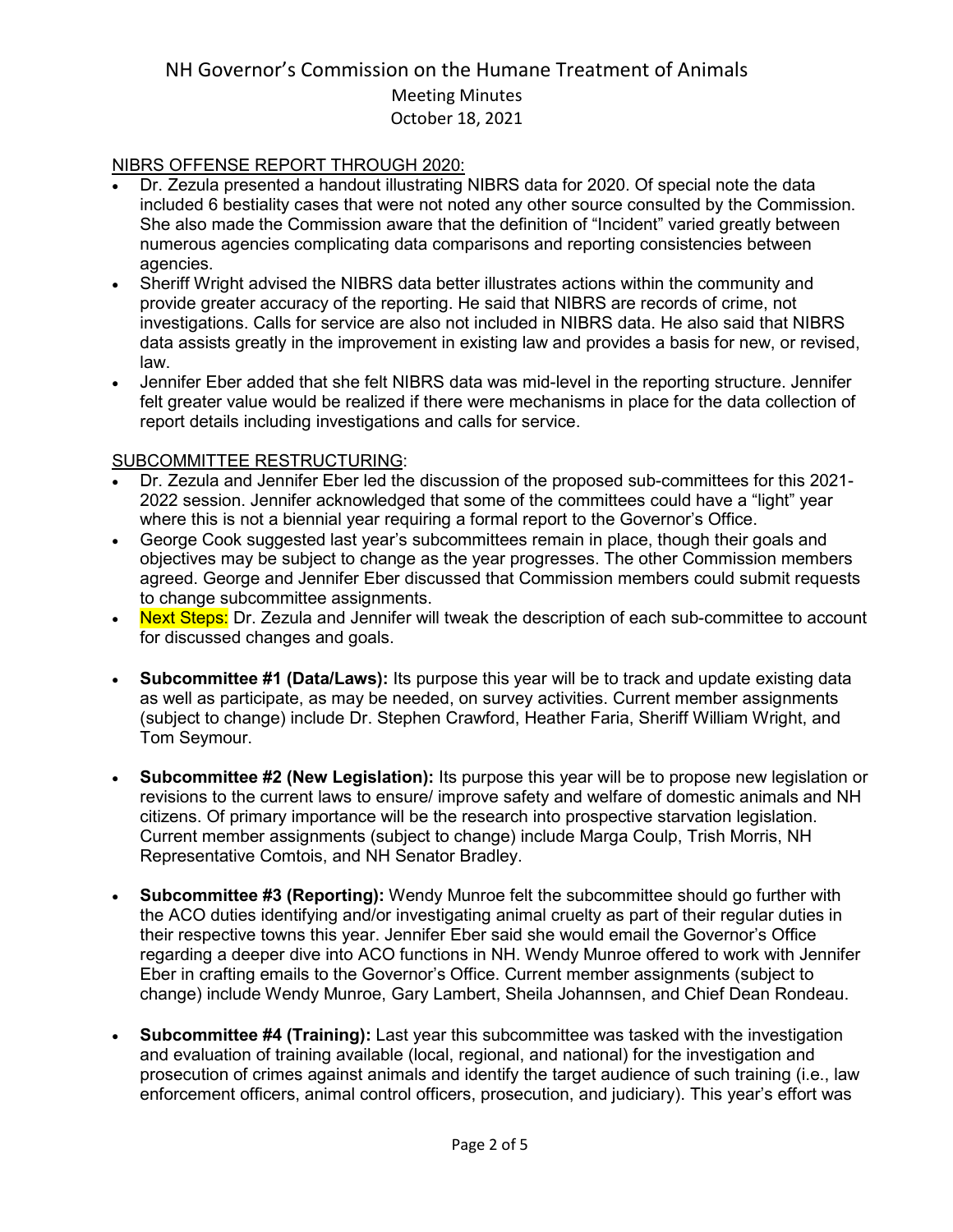NIBRS OFFENSE REPORT THROUGH 2020:

- Dr. Zezula presented a handout illustrating NIBRS data for 2020. Of special note the data included 6 bestiality cases that were not noted any other source consulted by the Commission. She also made the Commission aware that the definition of "Incident" varied greatly between numerous agencies complicating data comparisons and reporting consistencies between agencies.
- Sheriff Wright advised the NIBRS data better illustrates actions within the community and provide greater accuracy of the reporting. He said that NIBRS are records of crime, not investigations. Calls for service are also not included in NIBRS data. He also said that NIBRS data assists greatly in the improvement in existing law and provides a basis for new, or revised, law.
- Jennifer Eber added that she felt NIBRS data was mid-level in the reporting structure. Jennifer felt greater value would be realized if there were mechanisms in place for the data collection of report details including investigations and calls for service.

SUBCOMMITTEE RESTRUCTURING:

- Dr. Zezula and Jennifer Eber led the discussion of the proposed sub-committees for this 2021-2022 session. Jennifer acknowledged that some of the committees could have a "light" year where this is not a biennial year requiring a formal report to the Governor's Office.
- George Cook suggested last year's subcommittees remain in place, though their goals and objectives may be subject to change as the year progresses. The other Commission members agreed. George and Jennifer Eber discussed that Commission members could submit requests to change subcommittee assignments.
- Next Steps: Dr. Zezula and Jennifer will tweak the description of each sub-committee to account for discussed changes and goals.

- **Subcommittee #1 (Data/Laws):** Its purpose this year will be to track and update existing data as well as participate, as may be needed, on survey activities. Current member assignments (subject to change) include Dr. Stephen Crawford, Heather Faria, Sheriff William Wright, and Tom Seymour.

- **Subcommittee #2 (New Legislation):** Its purpose this year will be to propose new legislation or revisions to the current laws to ensure/ improve safety and welfare of domestic animals and NH citizens. Of primary importance will be the research into prospective starvation legislation. Current member assignments (subject to change) include Marga Coulp, Trish Morris, NH Representative Comtois, and NH Senator Bradley.

- **Subcommittee #3 (Reporting):** Wendy Munroe felt the subcommittee should go further with the ACO duties identifying and/or investigating animal cruelty as part of their regular duties in their respective towns this year. Jennifer Eber said she would email the Governor's Office regarding a deeper dive into ACO functions in NH. Wendy Munroe offered to work with Jennifer Eber in crafting emails to the Governor's Office. Current member assignments (subject to change) include Wendy Munroe, Gary Lambert, Sheila Johannsen, and Chief Dean Rondeau.

- **Subcommittee #4 (Training):** Last year this subcommittee was tasked with the investigation and evaluation of training available (local, regional, and national) for the investigation and prosecution of crimes against animals and identify the target audience of such training (i.e., law enforcement officers, animal control officers, prosecution, and judiciary). This year's effort was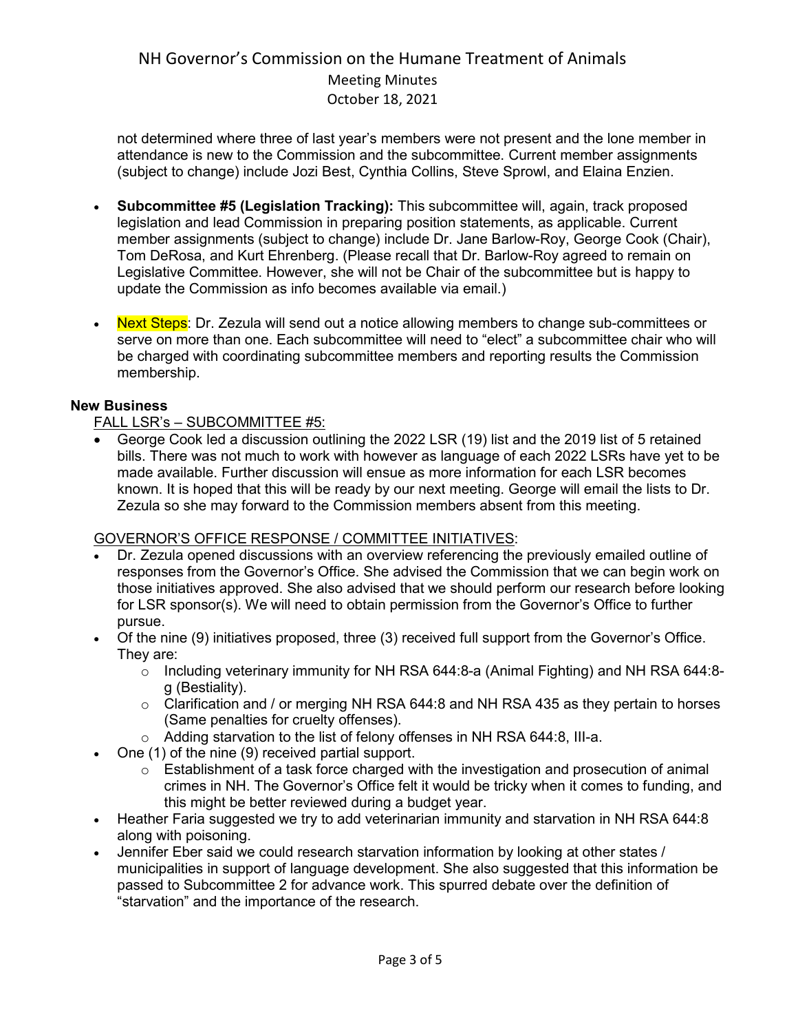not determined where three of last year's members were not present and the lone member in attendance is new to the Commission and the subcommittee. Current member assignments (subject to change) include Jozi Best, Cynthia Collins, Steve Sprowl, and Elaina Enzien.

- **Subcommittee #5 (Legislation Tracking):** This subcommittee will, again, track proposed legislation and lead Commission in preparing position statements, as applicable. Current member assignments (subject to change) include Dr. Jane Barlow-Roy, George Cook (Chair), Tom DeRosa, and Kurt Ehrenberg. (Please recall that Dr. Barlow-Roy agreed to remain on Legislative Committee. However, she will not be Chair of the subcommittee but is happy to update the Commission as info becomes available via email.)
- Next Steps: Dr. Zezula will send out a notice allowing members to change sub-committees or serve on more than one. Each subcommittee will need to "elect" a subcommittee chair who will be charged with coordinating subcommittee members and reporting results the Commission membership.

**New Business**

FALL LSR's – SUBCOMMITTEE #5:

- George Cook led a discussion outlining the 2022 LSR (19) list and the 2019 list of 5 retained bills. There was not much to work with however as language of each 2022 LSRs have yet to be made available. Further discussion will ensue as more information for each LSR becomes known. It is hoped that this will be ready by our next meeting. George will email the lists to Dr. Zezula so she may forward to the Commission members absent from this meeting.

GOVERNOR'S OFFICE RESPONSE / COMMITTEE INITIATIVES:

- Dr. Zezula opened discussions with an overview referencing the previously emailed outline of responses from the Governor's Office. She advised the Commission that we can begin work on those initiatives approved. She also advised that we should perform our research before looking for LSR sponsor(s). We will need to obtain permission from the Governor's Office to further pursue.
- Of the nine (9) initiatives proposed, three (3) received full support from the Governor's Office. They are:
  - Including veterinary immunity for NH RSA 644:8-a (Animal Fighting) and NH RSA 644:8-g (Bestiality).
  - Clarification and / or merging NH RSA 644:8 and NH RSA 435 as they pertain to horses (Same penalties for cruelty offenses).
  - Adding starvation to the list of felony offenses in NH RSA 644:8, III-a.
- One (1) of the nine (9) received partial support.
  - Establishment of a task force charged with the investigation and prosecution of animal crimes in NH. The Governor's Office felt it would be tricky when it comes to funding, and this might be better reviewed during a budget year.
- Heather Faria suggested we try to add veterinarian immunity and starvation in NH RSA 644:8 along with poisoning.
- Jennifer Eber said we could research starvation information by looking at other states / municipalities in support of language development. She also suggested that this information be passed to Subcommittee 2 for advance work. This spurred debate over the definition of "starvation" and the importance of the research.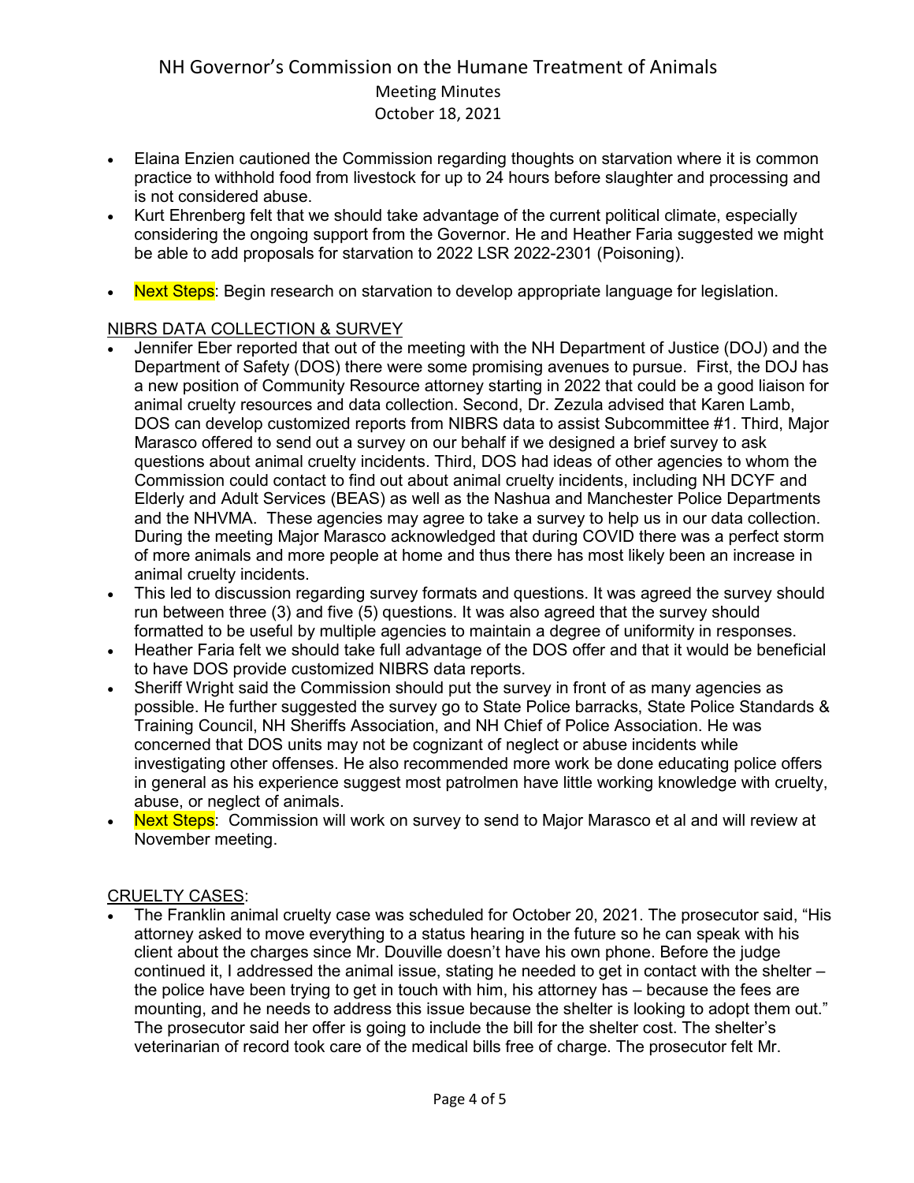- Elaina Enzien cautioned the Commission regarding thoughts on starvation where it is common practice to withhold food from livestock for up to 24 hours before slaughter and processing and is not considered abuse.
- Kurt Ehrenberg felt that we should take advantage of the current political climate, especially considering the ongoing support from the Governor. He and Heather Faria suggested we might be able to add proposals for starvation to 2022 LSR 2022-2301 (Poisoning).

- Next Steps: Begin research on starvation to develop appropriate language for legislation.

NIBRS DATA COLLECTION & SURVEY

- Jennifer Eber reported that out of the meeting with the NH Department of Justice (DOJ) and the Department of Safety (DOS) there were some promising avenues to pursue. First, the DOJ has a new position of Community Resource attorney starting in 2022 that could be a good liaison for animal cruelty resources and data collection. Second, Dr. Zezula advised that Karen Lamb, DOS can develop customized reports from NIBRS data to assist Subcommittee #1. Third, Major Marasco offered to send out a survey on our behalf if we designed a brief survey to ask questions about animal cruelty incidents. Third, DOS had ideas of other agencies to whom the Commission could contact to find out about animal cruelty incidents, including NH DCYF and Elderly and Adult Services (BEAS) as well as the Nashua and Manchester Police Departments and the NHVMA. These agencies may agree to take a survey to help us in our data collection. During the meeting Major Marasco acknowledged that during COVID there was a perfect storm of more animals and more people at home and thus there has most likely been an increase in animal cruelty incidents.
- This led to discussion regarding survey formats and questions. It was agreed the survey should run between three (3) and five (5) questions. It was also agreed that the survey should formatted to be useful by multiple agencies to maintain a degree of uniformity in responses.
- Heather Faria felt we should take full advantage of the DOS offer and that it would be beneficial to have DOS provide customized NIBRS data reports.
- Sheriff Wright said the Commission should put the survey in front of as many agencies as possible. He further suggested the survey go to State Police barracks, State Police Standards & Training Council, NH Sheriffs Association, and NH Chief of Police Association. He was concerned that DOS units may not be cognizant of neglect or abuse incidents while investigating other offenses. He also recommended more work be done educating police offers in general as his experience suggest most patrolmen have little working knowledge with cruelty, abuse, or neglect of animals.
- Next Steps: Commission will work on survey to send to Major Marasco et al and will review at November meeting.

CRUELTY CASES:

- The Franklin animal cruelty case was scheduled for October 20, 2021. The prosecutor said, "His attorney asked to move everything to a status hearing in the future so he can speak with his client about the charges since Mr. Douville doesn't have his own phone. Before the judge continued it, I addressed the animal issue, stating he needed to get in contact with the shelter – the police have been trying to get in touch with him, his attorney has – because the fees are mounting, and he needs to address this issue because the shelter is looking to adopt them out." The prosecutor said her offer is going to include the bill for the shelter cost. The shelter's veterinarian of record took care of the medical bills free of charge. The prosecutor felt Mr.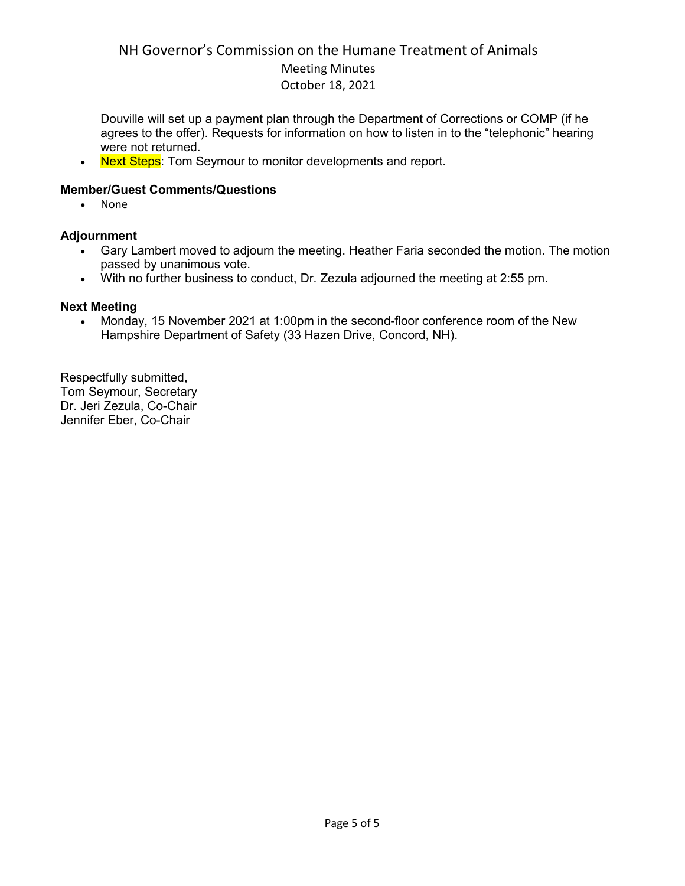Douville will set up a payment plan through the Department of Corrections or COMP (if he agrees to the offer). Requests for information on how to listen in to the "telephonic" hearing were not returned.

- Next Steps: Tom Seymour to monitor developments and report.

**Member/Guest Comments/Questions**

- None

**Adjournment**

- Gary Lambert moved to adjourn the meeting. Heather Faria seconded the motion. The motion passed by unanimous vote.
- With no further business to conduct, Dr. Zezula adjourned the meeting at 2:55 pm.

**Next Meeting**

- Monday, 15 November 2021 at 1:00pm in the second-floor conference room of the New Hampshire Department of Safety (33 Hazen Drive, Concord, NH).

Respectfully submitted,
Tom Seymour, Secretary
Dr. Jeri Zezula, Co-Chair
Jennifer Eber, Co-Chair